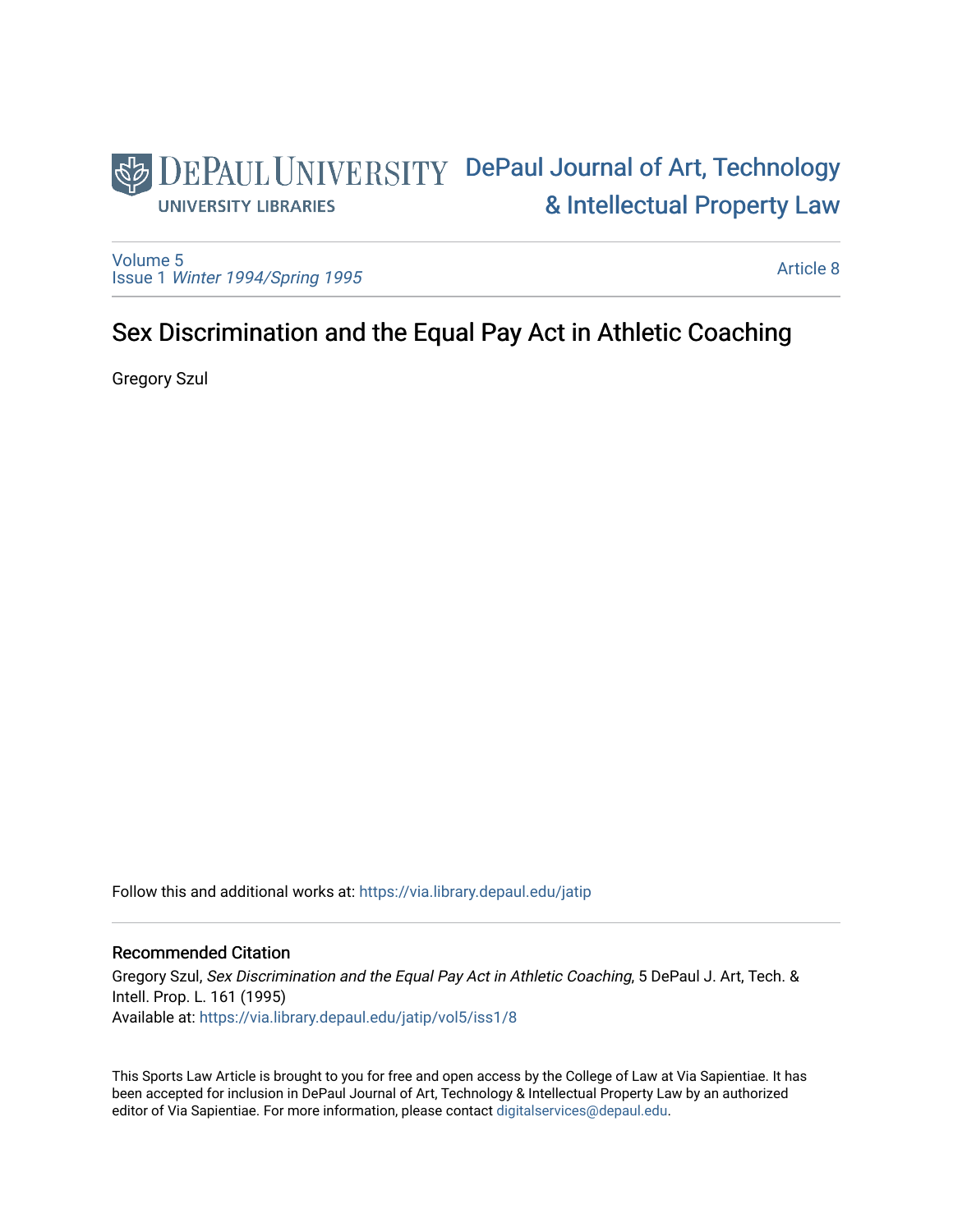DePaul Journal of Art, Technology & Intellectual Property Law

Volume 5
Issue 1 *Winter 1994/Spring 1995*

Article 8

# Sex Discrimination and the Equal Pay Act in Athletic Coaching

Gregory Szul

Follow this and additional works at: https://via.library.depaul.edu/jatip

## Recommended Citation

Gregory Szul, *Sex Discrimination and the Equal Pay Act in Athletic Coaching*, 5 DePaul J. Art, Tech. & Intell. Prop. L. 161 (1995)
Available at: https://via.library.depaul.edu/jatip/vol5/iss1/8

This Sports Law Article is brought to you for free and open access by the College of Law at Via Sapientiae. It has been accepted for inclusion in DePaul Journal of Art, Technology & Intellectual Property Law by an authorized editor of Via Sapientiae. For more information, please contact digitalservices@depaul.edu.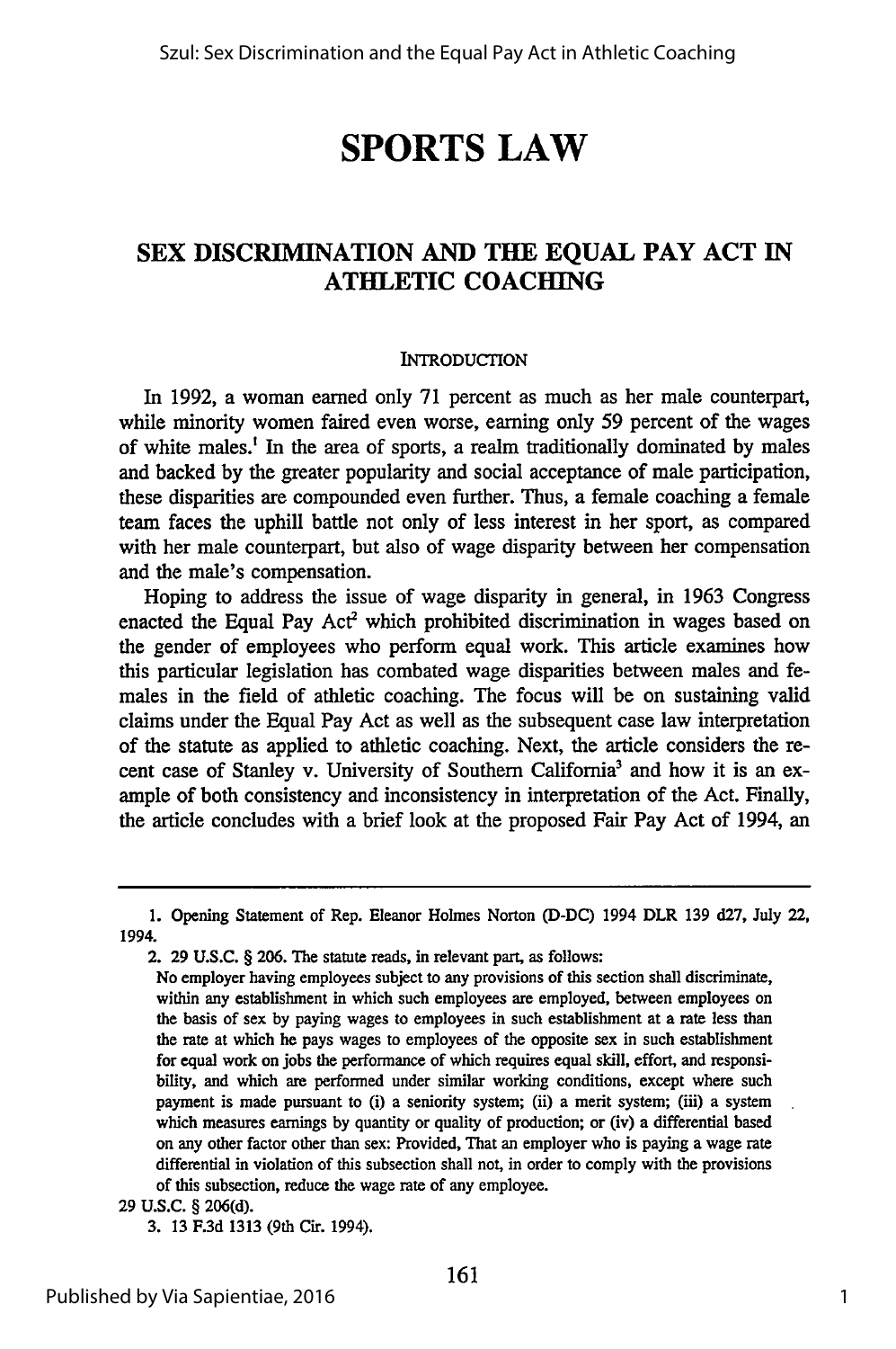# SPORTS LAW

## SEX DISCRIMINATION AND THE EQUAL PAY ACT IN ATHLETIC COACHING

### INTRODUCTION

In 1992, a woman earned only 71 percent as much as her male counterpart, while minority women faired even worse, earning only 59 percent of the wages of white males.[1] In the area of sports, a realm traditionally dominated by males and backed by the greater popularity and social acceptance of male participation, these disparities are compounded even further. Thus, a female coaching a female team faces the uphill battle not only of less interest in her sport, as compared with her male counterpart, but also of wage disparity between her compensation and the male's compensation.

Hoping to address the issue of wage disparity in general, in 1963 Congress enacted the Equal Pay Act[2] which prohibited discrimination in wages based on the gender of employees who perform equal work. This article examines how this particular legislation has combated wage disparities between males and females in the field of athletic coaching. The focus will be on sustaining valid claims under the Equal Pay Act as well as the subsequent case law interpretation of the statute as applied to athletic coaching. Next, the article considers the recent case of Stanley v. University of Southern California[3] and how it is an example of both consistency and inconsistency in interpretation of the Act. Finally, the article concludes with a brief look at the proposed Fair Pay Act of 1994, an

---

1. Opening Statement of Rep. Eleanor Holmes Norton (D-DC) 1994 DLR 139 d27, July 22, 1994.

2. 29 U.S.C. § 206. The statute reads, in relevant part, as follows:

> No employer having employees subject to any provisions of this section shall discriminate, within any establishment in which such employees are employed, between employees on the basis of sex by paying wages to employees in such establishment at a rate less than the rate at which he pays wages to employees of the opposite sex in such establishment for equal work on jobs the performance of which requires equal skill, effort, and responsibility, and which are performed under similar working conditions, except where such payment is made pursuant to (i) a seniority system; (ii) a merit system; (iii) a system which measures earnings by quantity or quality of production; or (iv) a differential based on any other factor other than sex: Provided, That an employer who is paying a wage rate differential in violation of this subsection shall not, in order to comply with the provisions of this subsection, reduce the wage rate of any employee.

29 U.S.C. § 206(d).

3. 13 F.3d 1313 (9th Cir. 1994).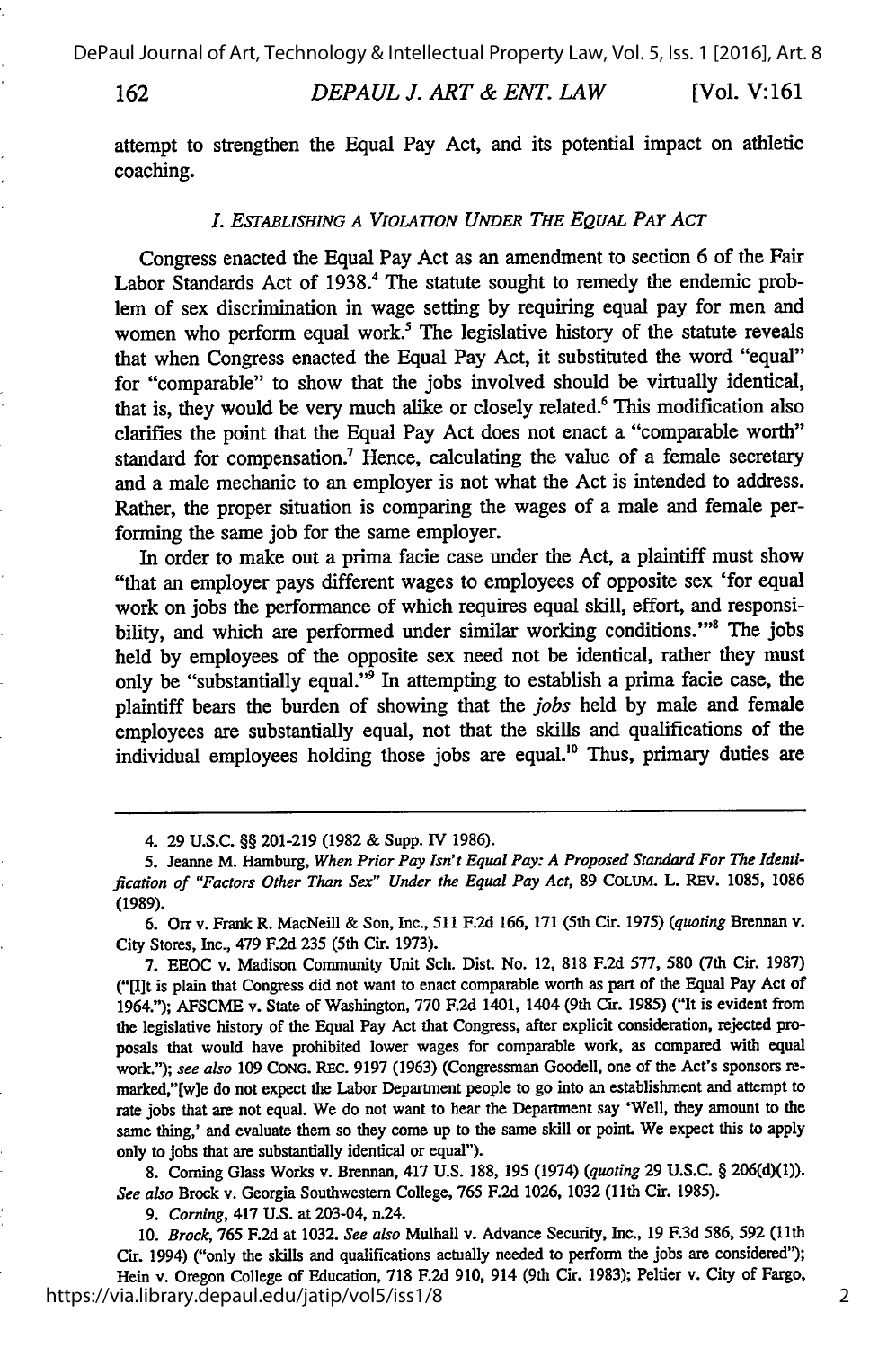attempt to strengthen the Equal Pay Act, and its potential impact on athletic coaching.

### *I. Establishing a Violation Under The Equal Pay Act*

Congress enacted the Equal Pay Act as an amendment to section 6 of the Fair Labor Standards Act of 1938.[4] The statute sought to remedy the endemic problem of sex discrimination in wage setting by requiring equal pay for men and women who perform equal work.[5] The legislative history of the statute reveals that when Congress enacted the Equal Pay Act, it substituted the word "equal" for "comparable" to show that the jobs involved should be virtually identical, that is, they would be very much alike or closely related.[6] This modification also clarifies the point that the Equal Pay Act does not enact a "comparable worth" standard for compensation.[7] Hence, calculating the value of a female secretary and a male mechanic to an employer is not what the Act is intended to address. Rather, the proper situation is comparing the wages of a male and female performing the same job for the same employer.

In order to make out a prima facie case under the Act, a plaintiff must show "that an employer pays different wages to employees of opposite sex 'for equal work on jobs the performance of which requires equal skill, effort, and responsibility, and which are performed under similar working conditions.'"[8] The jobs held by employees of the opposite sex need not be identical, rather they must only be "substantially equal."[9] In attempting to establish a prima facie case, the plaintiff bears the burden of showing that the *jobs* held by male and female employees are substantially equal, not that the skills and qualifications of the individual employees holding those jobs are equal.[10] Thus, primary duties are

---

4. 29 U.S.C. §§ 201-219 (1982 & Supp. IV 1986).

5. Jeanne M. Hamburg, *When Prior Pay Isn't Equal Pay: A Proposed Standard For The Identification of "Factors Other Than Sex" Under the Equal Pay Act*, 89 COLUM. L. REV. 1085, 1086 (1989).

6. Orr v. Frank R. MacNeill & Son, Inc., 511 F.2d 166, 171 (5th Cir. 1975) (*quoting* Brennan v. City Stores, Inc., 479 F.2d 235 (5th Cir. 1973).

7. EEOC v. Madison Community Unit Sch. Dist. No. 12, 818 F.2d 577, 580 (7th Cir. 1987) ("[I]t is plain that Congress did not want to enact comparable worth as part of the Equal Pay Act of 1964."); AFSCME v. State of Washington, 770 F.2d 1401, 1404 (9th Cir. 1985) ("It is evident from the legislative history of the Equal Pay Act that Congress, after explicit consideration, rejected proposals that would have prohibited lower wages for comparable work, as compared with equal work."); *see also* 109 CONG. REC. 9197 (1963) (Congressman Goodell, one of the Act's sponsors remarked,"[w]e do not expect the Labor Department people to go into an establishment and attempt to rate jobs that are not equal. We do not want to hear the Department say 'Well, they amount to the same thing,' and evaluate them so they come up to the same skill or point. We expect this to apply only to jobs that are substantially identical or equal").

8. Corning Glass Works v. Brennan, 417 U.S. 188, 195 (1974) (*quoting* 29 U.S.C. § 206(d)(1)). *See also* Brock v. Georgia Southwestern College, 765 F.2d 1026, 1032 (11th Cir. 1985).

9. *Corning*, 417 U.S. at 203-04, n.24.

10. *Brock*, 765 F.2d at 1032. *See also* Mulhall v. Advance Security, Inc., 19 F.3d 586, 592 (11th Cir. 1994) ("only the skills and qualifications actually needed to perform the jobs are considered"); Hein v. Oregon College of Education, 718 F.2d 910, 914 (9th Cir. 1983); Peltier v. City of Fargo,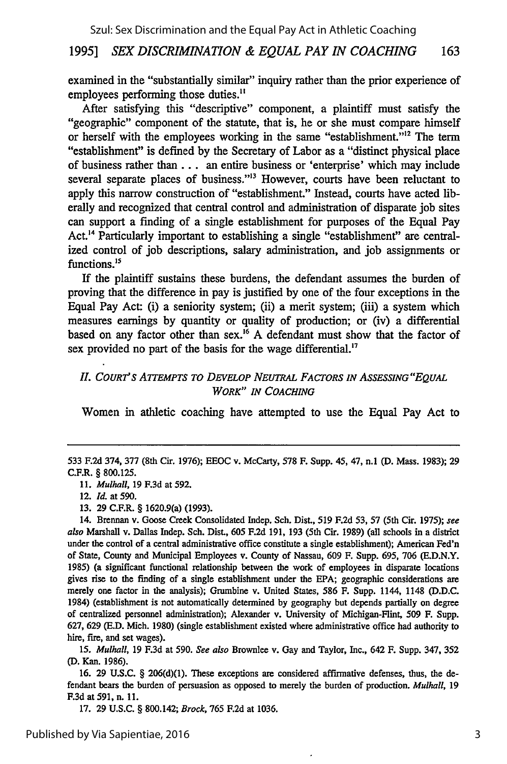examined in the "substantially similar" inquiry rather than the prior experience of employees performing those duties.[11]

After satisfying this "descriptive" component, a plaintiff must satisfy the "geographic" component of the statute, that is, he or she must compare himself or herself with the employees working in the same "establishment."[12] The term "establishment" is defined by the Secretary of Labor as a "distinct physical place of business rather than . . . an entire business or 'enterprise' which may include several separate places of business."[13] However, courts have been reluctant to apply this narrow construction of "establishment." Instead, courts have acted liberally and recognized that central control and administration of disparate job sites can support a finding of a single establishment for purposes of the Equal Pay Act.[14] Particularly important to establishing a single "establishment" are centralized control of job descriptions, salary administration, and job assignments or functions.[15]

If the plaintiff sustains these burdens, the defendant assumes the burden of proving that the difference in pay is justified by one of the four exceptions in the Equal Pay Act: (i) a seniority system; (ii) a merit system; (iii) a system which measures earnings by quantity or quality of production; or (iv) a differential based on any factor other than sex.[16] A defendant must show that the factor of sex provided no part of the basis for the wage differential.[17]

## *II. COURT'S ATTEMPTS TO DEVELOP NEUTRAL FACTORS IN ASSESSING "EQUAL WORK" IN COACHING*

Women in athletic coaching have attempted to use the Equal Pay Act to

---

533 F.2d 374, 377 (8th Cir. 1976); EEOC v. McCarty, 578 F. Supp. 45, 47, n.1 (D. Mass. 1983); 29 C.F.R. § 800.125.

11. *Mulhall*, 19 F.3d at 592.

12. *Id.* at 590.

13. 29 C.F.R. § 1620.9(a) (1993).

14. Brennan v. Goose Creek Consolidated Indep. Sch. Dist., 519 F.2d 53, 57 (5th Cir. 1975); *see also* Marshall v. Dallas Indep. Sch. Dist., 605 F.2d 191, 193 (5th Cir. 1989) (all schools in a district under the control of a central administrative office constitute a single establishment); American Fed'n of State, County and Municipal Employees v. County of Nassau, 609 F. Supp. 695, 706 (E.D.N.Y. 1985) (a significant functional relationship between the work of employees in disparate locations gives rise to the finding of a single establishment under the EPA; geographic considerations are merely one factor in the analysis); Grumbine v. United States, 586 F. Supp. 1144, 1148 (D.D.C. 1984) (establishment is not automatically determined by geography but depends partially on degree of centralized personnel administration); Alexander v. University of Michigan-Flint, 509 F. Supp. 627, 629 (E.D. Mich. 1980) (single establishment existed where administrative office had authority to hire, fire, and set wages).

15. *Mulhall*, 19 F.3d at 590. *See also* Brownlee v. Gay and Taylor, Inc., 642 F. Supp. 347, 352 (D. Kan. 1986).

16. 29 U.S.C. § 206(d)(1). These exceptions are considered affirmative defenses, thus, the defendant bears the burden of persuasion as opposed to merely the burden of production. *Mulhall*, 19 F.3d at 591, n. 11.

17. 29 U.S.C. § 800.142; *Brock*, 765 F.2d at 1036.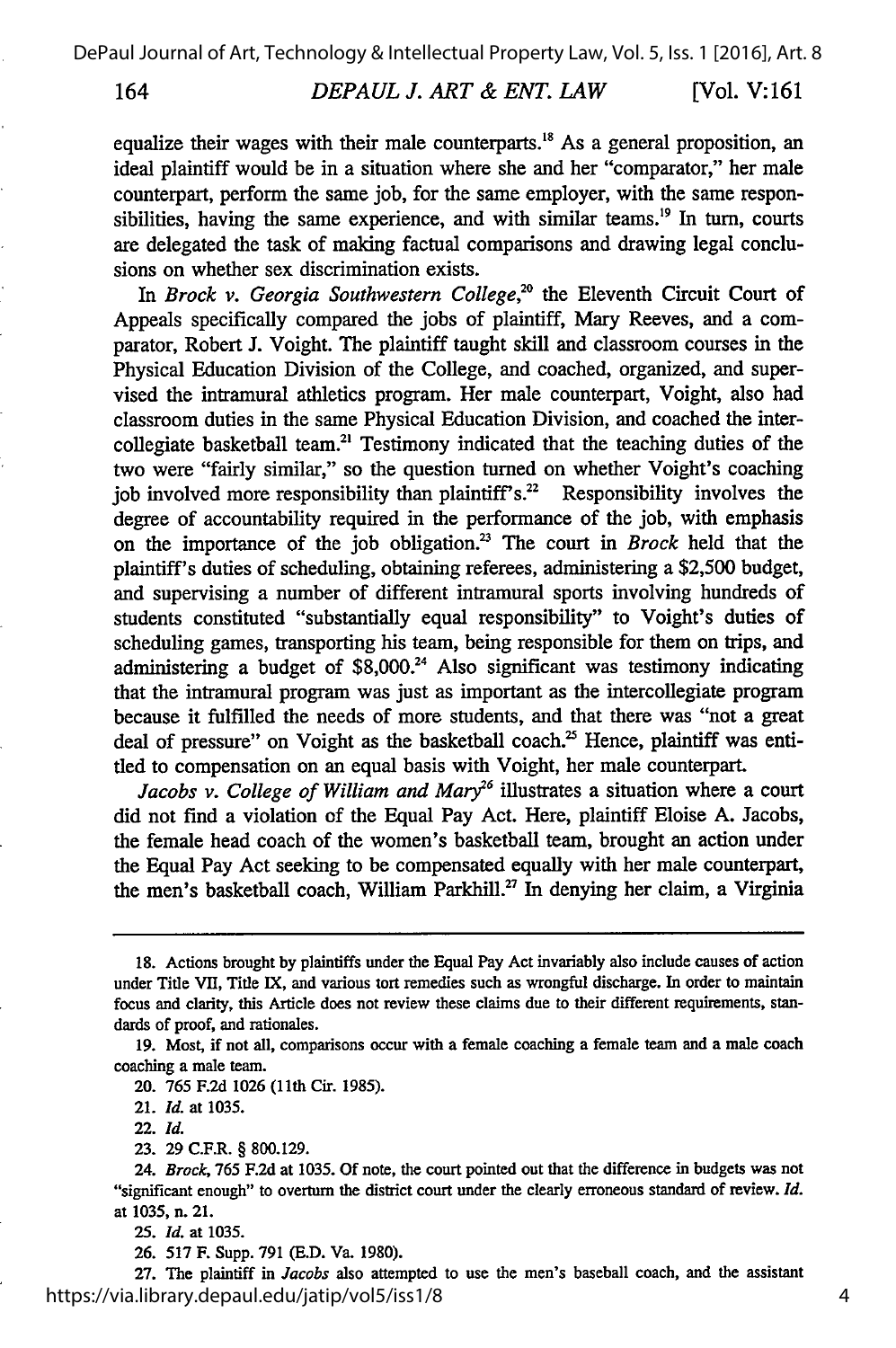equalize their wages with their male counterparts.[18] As a general proposition, an ideal plaintiff would be in a situation where she and her "comparator," her male counterpart, perform the same job, for the same employer, with the same responsibilities, having the same experience, and with similar teams.[19] In turn, courts are delegated the task of making factual comparisons and drawing legal conclusions on whether sex discrimination exists.

In *Brock v. Georgia Southwestern College*,[20] the Eleventh Circuit Court of Appeals specifically compared the jobs of plaintiff, Mary Reeves, and a comparator, Robert J. Voight. The plaintiff taught skill and classroom courses in the Physical Education Division of the College, and coached, organized, and supervised the intramural athletics program. Her male counterpart, Voight, also had classroom duties in the same Physical Education Division, and coached the intercollegiate basketball team.[21] Testimony indicated that the teaching duties of the two were "fairly similar," so the question turned on whether Voight's coaching job involved more responsibility than plaintiff's.[22] Responsibility involves the degree of accountability required in the performance of the job, with emphasis on the importance of the job obligation.[23] The court in *Brock* held that the plaintiff's duties of scheduling, obtaining referees, administering a $2,500 budget, and supervising a number of different intramural sports involving hundreds of students constituted "substantially equal responsibility" to Voight's duties of scheduling games, transporting his team, being responsible for them on trips, and administering a budget of $8,000.[24] Also significant was testimony indicating that the intramural program was just as important as the intercollegiate program because it fulfilled the needs of more students, and that there was "not a great deal of pressure" on Voight as the basketball coach.[25] Hence, plaintiff was entitled to compensation on an equal basis with Voight, her male counterpart.

*Jacobs v. College of William and Mary*[26] illustrates a situation where a court did not find a violation of the Equal Pay Act. Here, plaintiff Eloise A. Jacobs, the female head coach of the women's basketball team, brought an action under the Equal Pay Act seeking to be compensated equally with her male counterpart, the men's basketball coach, William Parkhill.[27] In denying her claim, a Virginia

---

18. Actions brought by plaintiffs under the Equal Pay Act invariably also include causes of action under Title VII, Title IX, and various tort remedies such as wrongful discharge. In order to maintain focus and clarity, this Article does not review these claims due to their different requirements, standards of proof, and rationales.

19. Most, if not all, comparisons occur with a female coaching a female team and a male coach coaching a male team.

20. 765 F.2d 1026 (11th Cir. 1985).

21. *Id.* at 1035.

22. *Id.*

23. 29 C.F.R. § 800.129.

24. *Brock*, 765 F.2d at 1035. Of note, the court pointed out that the difference in budgets was not "significant enough" to overturn the district court under the clearly erroneous standard of review. *Id.* at 1035, n. 21.

25. *Id.* at 1035.

26. 517 F. Supp. 791 (E.D. Va. 1980).

27. The plaintiff in *Jacobs* also attempted to use the men's baseball coach, and the assistant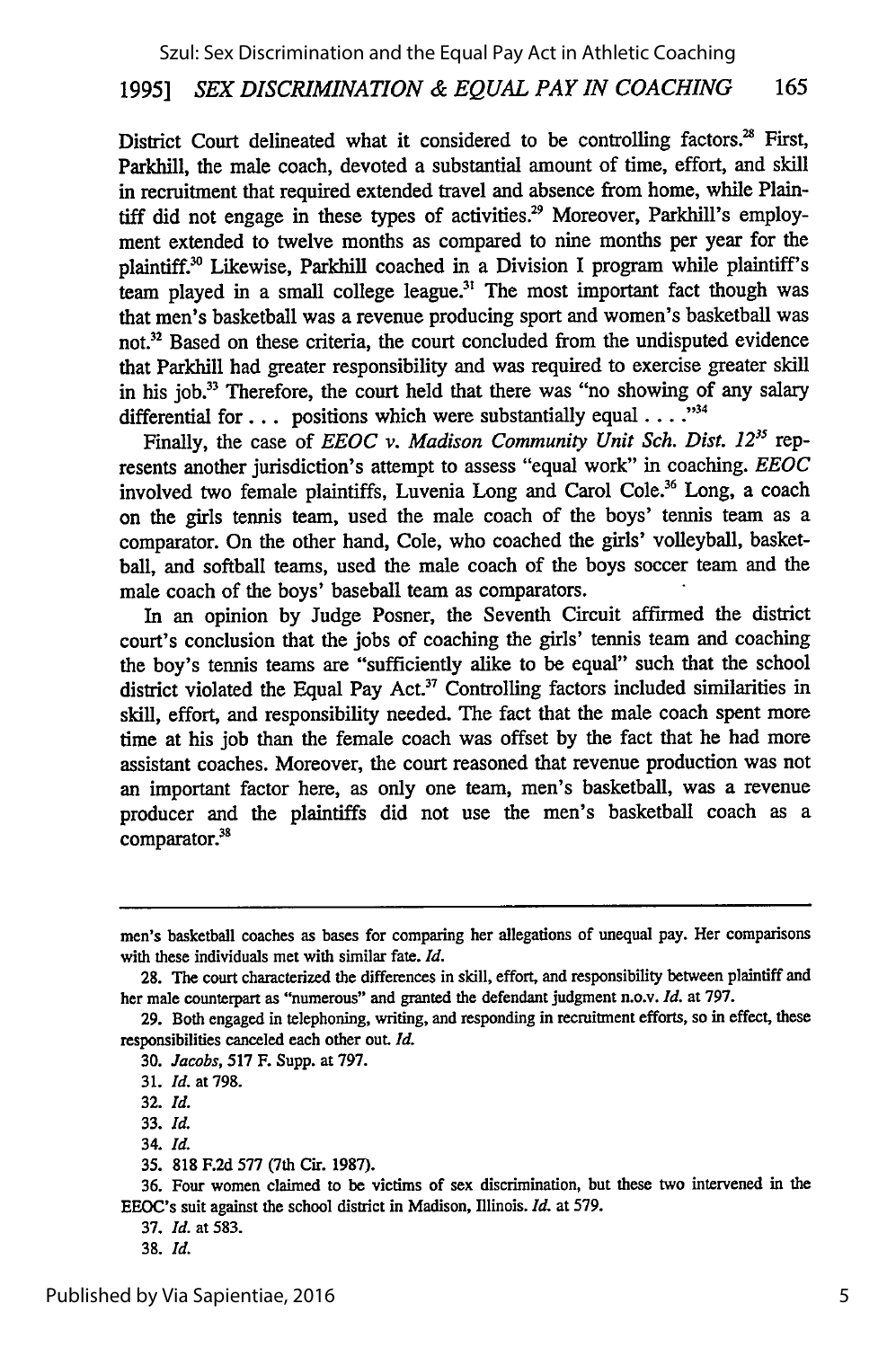District Court delineated what it considered to be controlling factors.[28] First, Parkhill, the male coach, devoted a substantial amount of time, effort, and skill in recruitment that required extended travel and absence from home, while Plaintiff did not engage in these types of activities.[29] Moreover, Parkhill's employment extended to twelve months as compared to nine months per year for the plaintiff.[30] Likewise, Parkhill coached in a Division I program while plaintiff's team played in a small college league.[31] The most important fact though was that men's basketball was a revenue producing sport and women's basketball was not.[32] Based on these criteria, the court concluded from the undisputed evidence that Parkhill had greater responsibility and was required to exercise greater skill in his job.[33] Therefore, the court held that there was "no showing of any salary differential for . . . positions which were substantially equal . . . ."[34]

Finally, the case of *EEOC v. Madison Community Unit Sch. Dist. 12*[35] represents another jurisdiction's attempt to assess "equal work" in coaching. *EEOC* involved two female plaintiffs, Luvenia Long and Carol Cole.[36] Long, a coach on the girls tennis team, used the male coach of the boys' tennis team as a comparator. On the other hand, Cole, who coached the girls' volleyball, basketball, and softball teams, used the male coach of the boys soccer team and the male coach of the boys' baseball team as comparators.

In an opinion by Judge Posner, the Seventh Circuit affirmed the district court's conclusion that the jobs of coaching the girls' tennis team and coaching the boy's tennis teams are "sufficiently alike to be equal" such that the school district violated the Equal Pay Act.[37] Controlling factors included similarities in skill, effort, and responsibility needed. The fact that the male coach spent more time at his job than the female coach was offset by the fact that he had more assistant coaches. Moreover, the court reasoned that revenue production was not an important factor here, as only one team, men's basketball, was a revenue producer and the plaintiffs did not use the men's basketball coach as a comparator.[38]

---

men's basketball coaches as bases for comparing her allegations of unequal pay. Her comparisons with these individuals met with similar fate. *Id.*

28. The court characterized the differences in skill, effort, and responsibility between plaintiff and her male counterpart as "numerous" and granted the defendant judgment n.o.v. *Id.* at 797.

29. Both engaged in telephoning, writing, and responding in recruitment efforts, so in effect, these responsibilities canceled each other out. *Id.*

30. *Jacobs*, 517 F. Supp. at 797.

31. *Id.* at 798.

32. *Id.*

33. *Id.*

34. *Id.*

35. 818 F.2d 577 (7th Cir. 1987).

36. Four women claimed to be victims of sex discrimination, but these two intervened in the EEOC's suit against the school district in Madison, Illinois. *Id.* at 579.

37. *Id.* at 583.

38. *Id.*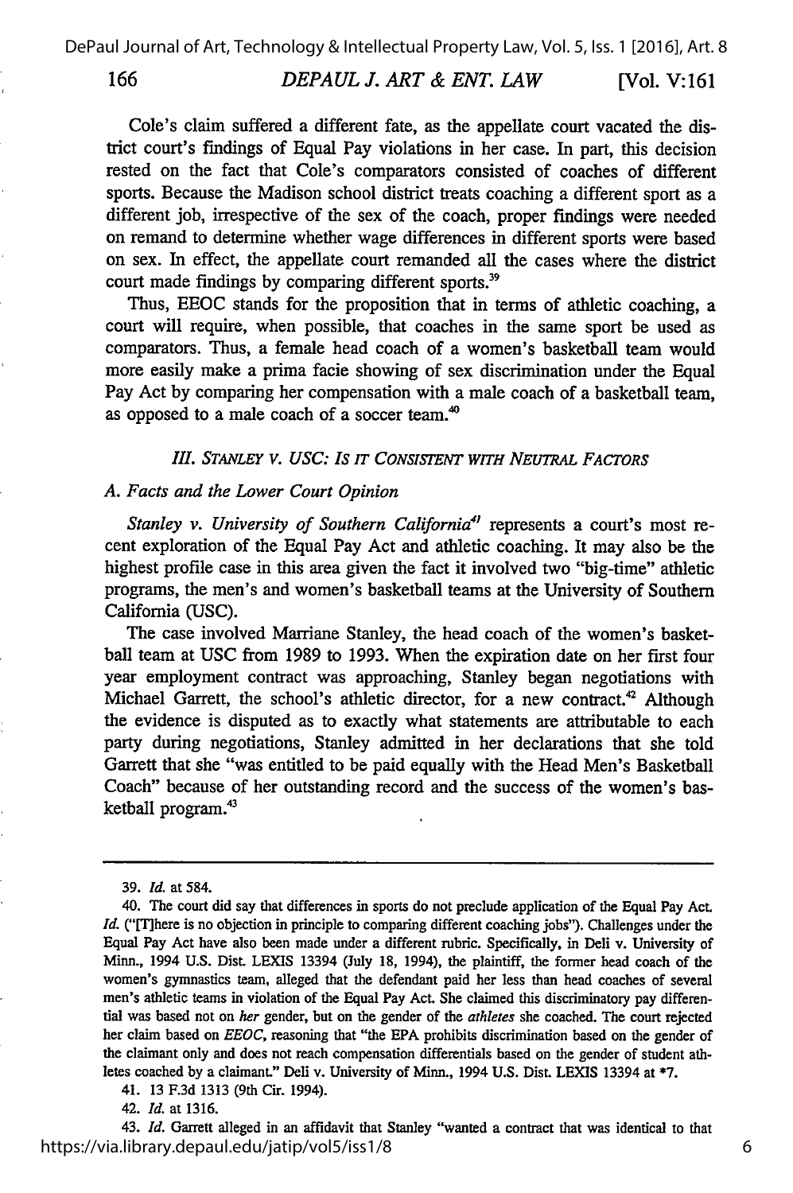Cole's claim suffered a different fate, as the appellate court vacated the district court's findings of Equal Pay violations in her case. In part, this decision rested on the fact that Cole's comparators consisted of coaches of different sports. Because the Madison school district treats coaching a different sport as a different job, irrespective of the sex of the coach, proper findings were needed on remand to determine whether wage differences in different sports were based on sex. In effect, the appellate court remanded all the cases where the district court made findings by comparing different sports.[39]

Thus, EEOC stands for the proposition that in terms of athletic coaching, a court will require, when possible, that coaches in the same sport be used as comparators. Thus, a female head coach of a women's basketball team would more easily make a prima facie showing of sex discrimination under the Equal Pay Act by comparing her compensation with a male coach of a basketball team, as opposed to a male coach of a soccer team.[40]

### III. STANLEY V. USC: IS IT CONSISTENT WITH NEUTRAL FACTORS

#### A. Facts and the Lower Court Opinion

*Stanley v. University of Southern California*[41] represents a court's most recent exploration of the Equal Pay Act and athletic coaching. It may also be the highest profile case in this area given the fact it involved two "big-time" athletic programs, the men's and women's basketball teams at the University of Southern California (USC).

The case involved Marriane Stanley, the head coach of the women's basketball team at USC from 1989 to 1993. When the expiration date on her first four year employment contract was approaching, Stanley began negotiations with Michael Garrett, the school's athletic director, for a new contract.[42] Although the evidence is disputed as to exactly what statements are attributable to each party during negotiations, Stanley admitted in her declarations that she told Garrett that she "was entitled to be paid equally with the Head Men's Basketball Coach" because of her outstanding record and the success of the women's basketball program.[43]

---

39. *Id.* at 584.

40. The court did say that differences in sports do not preclude application of the Equal Pay Act. *Id.* ("[T]here is no objection in principle to comparing different coaching jobs"). Challenges under the Equal Pay Act have also been made under a different rubric. Specifically, in Deli v. University of Minn., 1994 U.S. Dist. LEXIS 13394 (July 18, 1994), the plaintiff, the former head coach of the women's gymnastics team, alleged that the defendant paid her less than head coaches of several men's athletic teams in violation of the Equal Pay Act. She claimed this discriminatory pay differential was based not on *her* gender, but on the gender of the *athletes* she coached. The court rejected her claim based on *EEOC*, reasoning that "the EPA prohibits discrimination based on the gender of the claimant only and does not reach compensation differentials based on the gender of student athletes coached by a claimant." Deli v. University of Minn., 1994 U.S. Dist. LEXIS 13394 at *7.

41. 13 F.3d 1313 (9th Cir. 1994).

42. *Id.* at 1316.

43. *Id.* Garrett alleged in an affidavit that Stanley "wanted a contract that was identical to that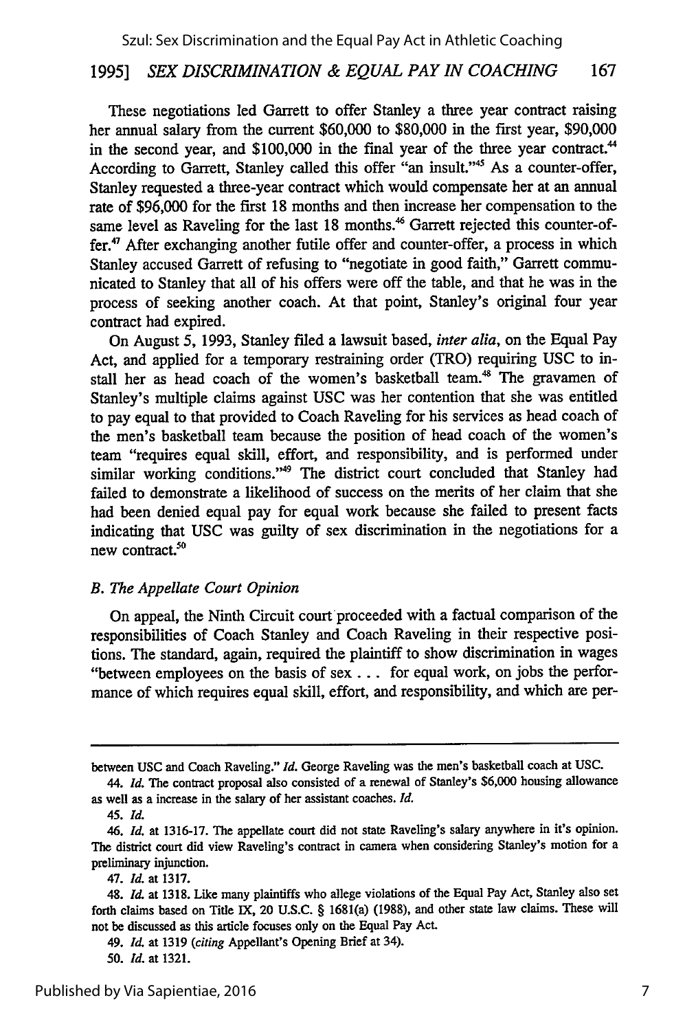These negotiations led Garrett to offer Stanley a three year contract raising her annual salary from the current $60,000 to $80,000 in the first year, $90,000 in the second year, and $100,000 in the final year of the three year contract.[44] According to Garrett, Stanley called this offer "an insult."[45] As a counter-offer, Stanley requested a three-year contract which would compensate her at an annual rate of $96,000 for the first 18 months and then increase her compensation to the same level as Raveling for the last 18 months.[46] Garrett rejected this counter-offer.[47] After exchanging another futile offer and counter-offer, a process in which Stanley accused Garrett of refusing to "negotiate in good faith," Garrett communicated to Stanley that all of his offers were off the table, and that he was in the process of seeking another coach. At that point, Stanley's original four year contract had expired.

On August 5, 1993, Stanley filed a lawsuit based, *inter alia*, on the Equal Pay Act, and applied for a temporary restraining order (TRO) requiring USC to install her as head coach of the women's basketball team.[48] The gravamen of Stanley's multiple claims against USC was her contention that she was entitled to pay equal to that provided to Coach Raveling for his services as head coach of the men's basketball team because the position of head coach of the women's team "requires equal skill, effort, and responsibility, and is performed under similar working conditions."[49] The district court concluded that Stanley had failed to demonstrate a likelihood of success on the merits of her claim that she had been denied equal pay for equal work because she failed to present facts indicating that USC was guilty of sex discrimination in the negotiations for a new contract.[50]

### B. *The Appellate Court Opinion*

On appeal, the Ninth Circuit court proceeded with a factual comparison of the responsibilities of Coach Stanley and Coach Raveling in their respective positions. The standard, again, required the plaintiff to show discrimination in wages "between employees on the basis of sex . . . for equal work, on jobs the performance of which requires equal skill, effort, and responsibility, and which are per-

---

between USC and Coach Raveling." *Id.* George Raveling was the men's basketball coach at USC.

44. *Id.* The contract proposal also consisted of a renewal of Stanley's $6,000 housing allowance as well as a increase in the salary of her assistant coaches. *Id.*

45. *Id.*

46. *Id.* at 1316-17. The appellate court did not state Raveling's salary anywhere in it's opinion. The district court did view Raveling's contract in camera when considering Stanley's motion for a preliminary injunction.

47. *Id.* at 1317.

48. *Id.* at 1318. Like many plaintiffs who allege violations of the Equal Pay Act, Stanley also set forth claims based on Title IX, 20 U.S.C. § 1681(a) (1988), and other state law claims. These will not be discussed as this article focuses only on the Equal Pay Act.

49. *Id.* at 1319 (*citing* Appellant's Opening Brief at 34).

50. *Id.* at 1321.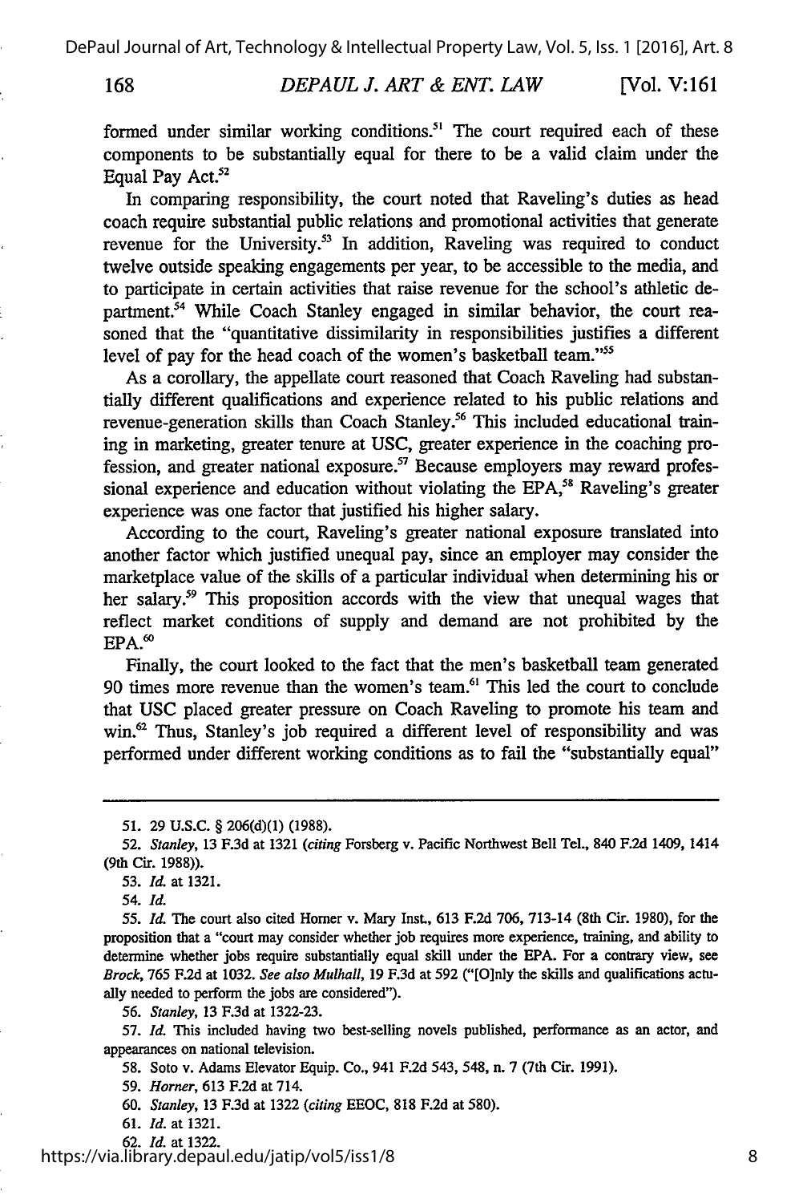formed under similar working conditions.[51] The court required each of these components to be substantially equal for there to be a valid claim under the Equal Pay Act.[52]

In comparing responsibility, the court noted that Raveling's duties as head coach require substantial public relations and promotional activities that generate revenue for the University.[53] In addition, Raveling was required to conduct twelve outside speaking engagements per year, to be accessible to the media, and to participate in certain activities that raise revenue for the school's athletic department.[54] While Coach Stanley engaged in similar behavior, the court reasoned that the "quantitative dissimilarity in responsibilities justifies a different level of pay for the head coach of the women's basketball team."[55]

As a corollary, the appellate court reasoned that Coach Raveling had substantially different qualifications and experience related to his public relations and revenue-generation skills than Coach Stanley.[56] This included educational training in marketing, greater tenure at USC, greater experience in the coaching profession, and greater national exposure.[57] Because employers may reward professional experience and education without violating the EPA,[58] Raveling's greater experience was one factor that justified his higher salary.

According to the court, Raveling's greater national exposure translated into another factor which justified unequal pay, since an employer may consider the marketplace value of the skills of a particular individual when determining his or her salary.[59] This proposition accords with the view that unequal wages that reflect market conditions of supply and demand are not prohibited by the EPA.[60]

Finally, the court looked to the fact that the men's basketball team generated 90 times more revenue than the women's team.[61] This led the court to conclude that USC placed greater pressure on Coach Raveling to promote his team and win.[62] Thus, Stanley's job required a different level of responsibility and was performed under different working conditions as to fail the "substantially equal"

---

51. 29 U.S.C. § 206(d)(1) (1988).

52. *Stanley*, 13 F.3d at 1321 (*citing* Forsberg v. Pacific Northwest Bell Tel., 840 F.2d 1409, 1414 (9th Cir. 1988)).

53. *Id.* at 1321.

54. *Id.*

55. *Id.* The court also cited Horner v. Mary Inst., 613 F.2d 706, 713-14 (8th Cir. 1980), for the proposition that a "court may consider whether job requires more experience, training, and ability to determine whether jobs require substantially equal skill under the EPA. For a contrary view, see *Brock*, 765 F.2d at 1032. *See also Mulhall*, 19 F.3d at 592 ("[O]nly the skills and qualifications actually needed to perform the jobs are considered").

56. *Stanley*, 13 F.3d at 1322-23.

57. *Id.* This included having two best-selling novels published, performance as an actor, and appearances on national television.

58. Soto v. Adams Elevator Equip. Co., 941 F.2d 543, 548, n. 7 (7th Cir. 1991).

59. *Horner*, 613 F.2d at 714.

60. *Stanley*, 13 F.3d at 1322 (*citing* EEOC, 818 F.2d at 580).

61. *Id.* at 1321.

62. *Id.* at 1322.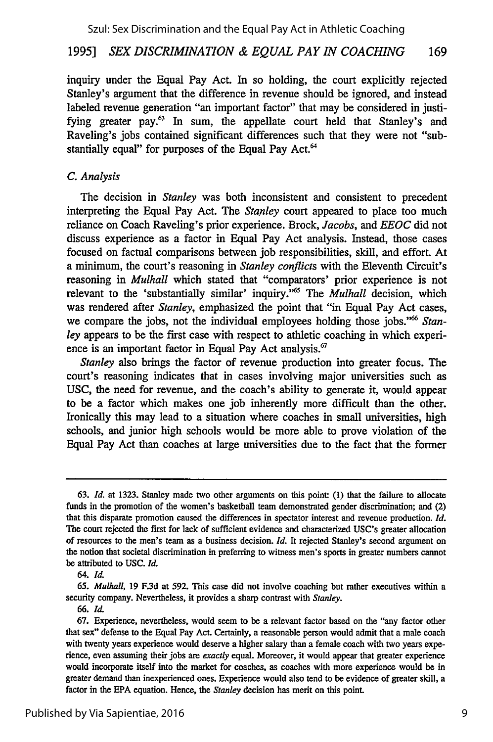inquiry under the Equal Pay Act. In so holding, the court explicitly rejected Stanley's argument that the difference in revenue should be ignored, and instead labeled revenue generation "an important factor" that may be considered in justifying greater pay.[63] In sum, the appellate court held that Stanley's and Raveling's jobs contained significant differences such that they were not "substantially equal" for purposes of the Equal Pay Act.[64]

### *C. Analysis*

The decision in *Stanley* was both inconsistent and consistent to precedent interpreting the Equal Pay Act. The *Stanley* court appeared to place too much reliance on Coach Raveling's prior experience. Brock, *Jacobs*, and *EEOC* did not discuss experience as a factor in Equal Pay Act analysis. Instead, those cases focused on factual comparisons between job responsibilities, skill, and effort. At a minimum, the court's reasoning in *Stanley conflicts* with the Eleventh Circuit's reasoning in *Mulhall* which stated that "comparators' prior experience is not relevant to the 'substantially similar' inquiry."[65] The *Mulhall* decision, which was rendered after *Stanley*, emphasized the point that "in Equal Pay Act cases, we compare the jobs, not the individual employees holding those jobs."[66] *Stanley* appears to be the first case with respect to athletic coaching in which experience is an important factor in Equal Pay Act analysis.[67]

*Stanley* also brings the factor of revenue production into greater focus. The court's reasoning indicates that in cases involving major universities such as USC, the need for revenue, and the coach's ability to generate it, would appear to be a factor which makes one job inherently more difficult than the other. Ironically this may lead to a situation where coaches in small universities, high schools, and junior high schools would be more able to prove violation of the Equal Pay Act than coaches at large universities due to the fact that the former

---

63. *Id.* at 1323. Stanley made two other arguments on this point: (1) that the failure to allocate funds in the promotion of the women's basketball team demonstrated gender discrimination; and (2) that this disparate promotion caused the differences in spectator interest and revenue production. *Id.* The court rejected the first for lack of sufficient evidence and characterized USC's greater allocation of resources to the men's team as a business decision. *Id.* It rejected Stanley's second argument on the notion that societal discrimination in preferring to witness men's sports in greater numbers cannot be attributed to USC. *Id.*

64. *Id.*

65. *Mulhall*, 19 F.3d at 592. This case did not involve coaching but rather executives within a security company. Nevertheless, it provides a sharp contrast with *Stanley*.

66. *Id.*

67. Experience, nevertheless, would seem to be a relevant factor based on the "any factor other that sex" defense to the Equal Pay Act. Certainly, a reasonable person would admit that a male coach with twenty years experience would deserve a higher salary than a female coach with two years experience, even assuming their jobs are *exactly* equal. Moreover, it would appear that greater experience would incorporate itself into the market for coaches, as coaches with more experience would be in greater demand than inexperienced ones. Experience would also tend to be evidence of greater skill, a factor in the EPA equation. Hence, the *Stanley* decision has merit on this point.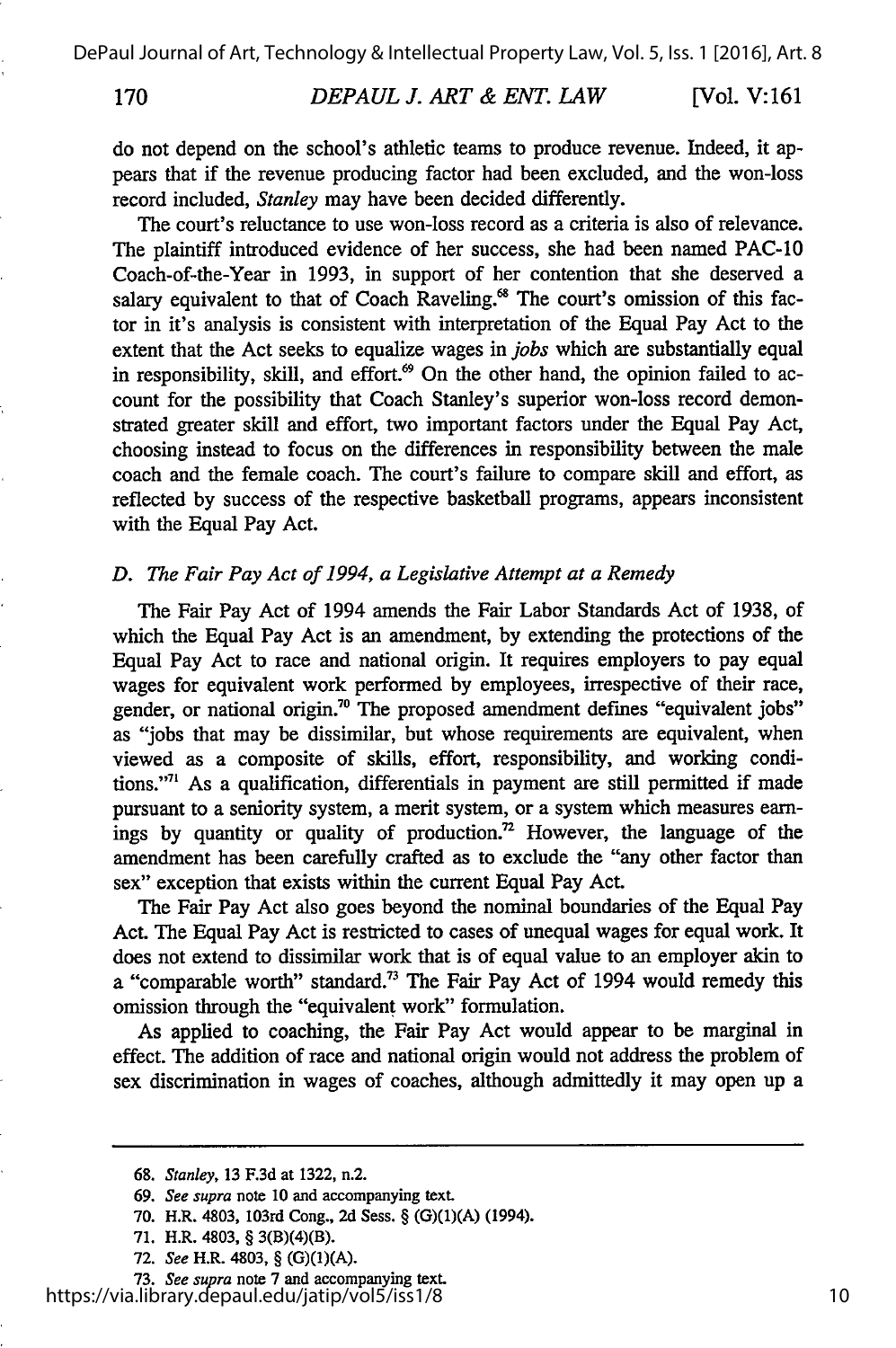do not depend on the school's athletic teams to produce revenue. Indeed, it appears that if the revenue producing factor had been excluded, and the won-loss record included, *Stanley* may have been decided differently.

The court's reluctance to use won-loss record as a criteria is also of relevance. The plaintiff introduced evidence of her success, she had been named PAC-10 Coach-of-the-Year in 1993, in support of her contention that she deserved a salary equivalent to that of Coach Raveling.[68] The court's omission of this factor in it's analysis is consistent with interpretation of the Equal Pay Act to the extent that the Act seeks to equalize wages in *jobs* which are substantially equal in responsibility, skill, and effort.[69] On the other hand, the opinion failed to account for the possibility that Coach Stanley's superior won-loss record demonstrated greater skill and effort, two important factors under the Equal Pay Act, choosing instead to focus on the differences in responsibility between the male coach and the female coach. The court's failure to compare skill and effort, as reflected by success of the respective basketball programs, appears inconsistent with the Equal Pay Act.

### D. *The Fair Pay Act of 1994, a Legislative Attempt at a Remedy*

The Fair Pay Act of 1994 amends the Fair Labor Standards Act of 1938, of which the Equal Pay Act is an amendment, by extending the protections of the Equal Pay Act to race and national origin. It requires employers to pay equal wages for equivalent work performed by employees, irrespective of their race, gender, or national origin.[70] The proposed amendment defines "equivalent jobs" as "jobs that may be dissimilar, but whose requirements are equivalent, when viewed as a composite of skills, effort, responsibility, and working conditions."[71] As a qualification, differentials in payment are still permitted if made pursuant to a seniority system, a merit system, or a system which measures earnings by quantity or quality of production.[72] However, the language of the amendment has been carefully crafted as to exclude the "any other factor than sex" exception that exists within the current Equal Pay Act.

The Fair Pay Act also goes beyond the nominal boundaries of the Equal Pay Act. The Equal Pay Act is restricted to cases of unequal wages for equal work. It does not extend to dissimilar work that is of equal value to an employer akin to a "comparable worth" standard.[73] The Fair Pay Act of 1994 would remedy this omission through the "equivalent work" formulation.

As applied to coaching, the Fair Pay Act would appear to be marginal in effect. The addition of race and national origin would not address the problem of sex discrimination in wages of coaches, although admittedly it may open up a

---

68. *Stanley*, 13 F.3d at 1322, n.2.

69. *See supra* note 10 and accompanying text.

70. H.R. 4803, 103rd Cong., 2d Sess. § (G)(1)(A) (1994).

71. H.R. 4803, § 3(B)(4)(B).

72. *See* H.R. 4803, § (G)(1)(A).

73. *See supra* note 7 and accompanying text.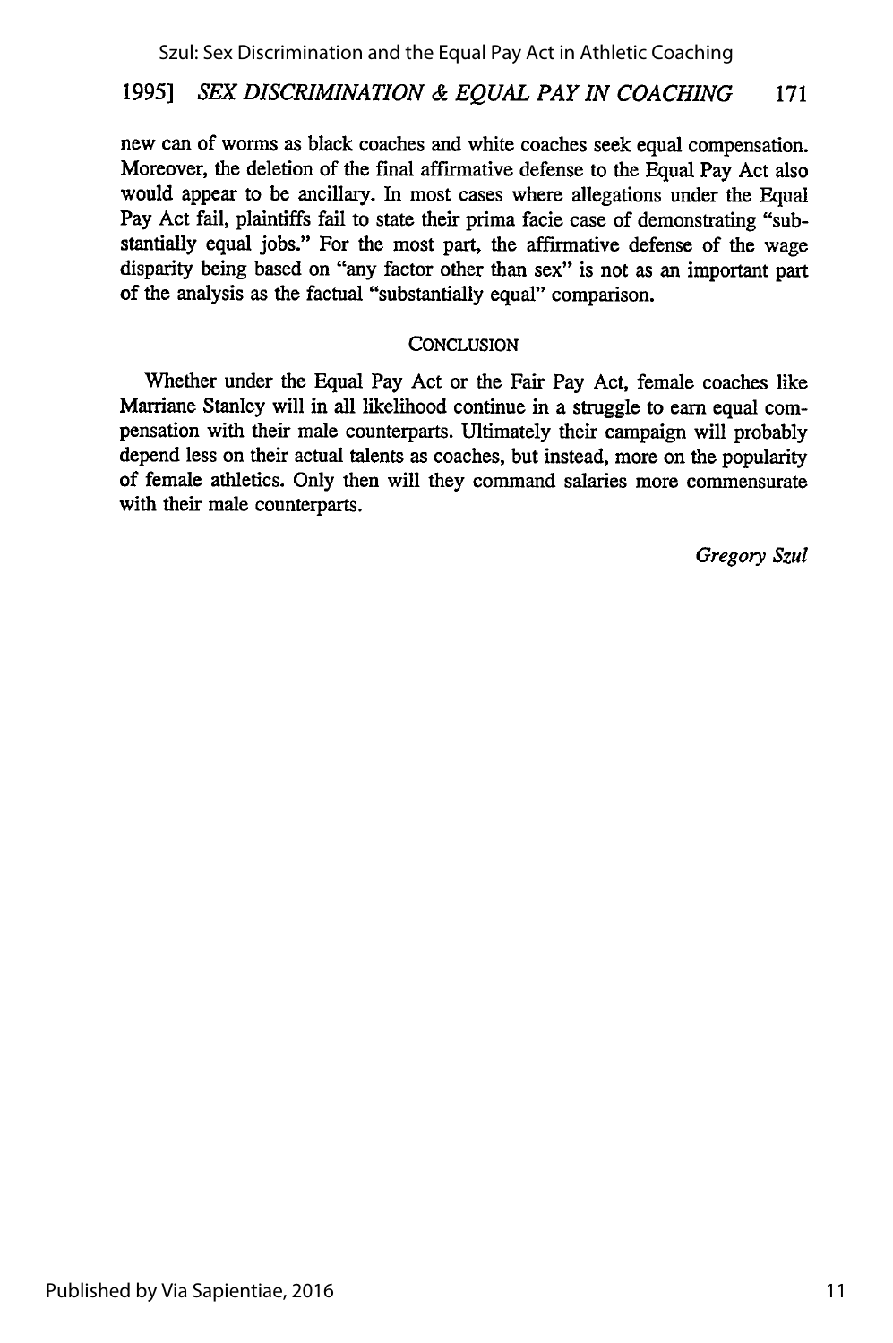new can of worms as black coaches and white coaches seek equal compensation. Moreover, the deletion of the final affirmative defense to the Equal Pay Act also would appear to be ancillary. In most cases where allegations under the Equal Pay Act fail, plaintiffs fail to state their prima facie case of demonstrating "substantially equal jobs." For the most part, the affirmative defense of the wage disparity being based on "any factor other than sex" is not as an important part of the analysis as the factual "substantially equal" comparison.

## CONCLUSION

Whether under the Equal Pay Act or the Fair Pay Act, female coaches like Marriane Stanley will in all likelihood continue in a struggle to earn equal compensation with their male counterparts. Ultimately their campaign will probably depend less on their actual talents as coaches, but instead, more on the popularity of female athletics. Only then will they command salaries more commensurate with their male counterparts.

*Gregory Szul*